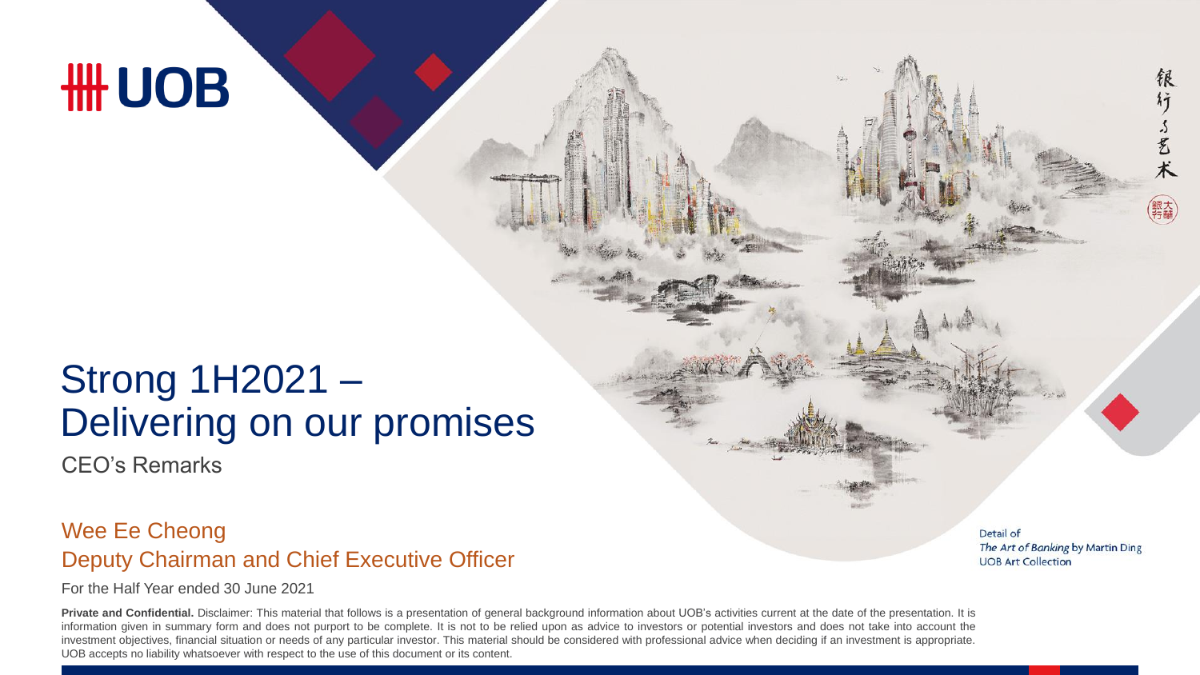UOB

# Strong 1H2021 – Delivering on our promises

CEO's Remarks

## Wee Ee Cheong
## Deputy Chairman and Chief Executive Officer

For the Half Year ended 30 June 2021

Detail of
*The Art of Banking* by Martin Ding
UOB Art Collection

银行与艺术

**Private and Confidential.** Disclaimer: This material that follows is a presentation of general background information about UOB's activities current at the date of the presentation. It is information given in summary form and does not purport to be complete. It is not to be relied upon as advice to investors or potential investors and does not take into account the investment objectives, financial situation or needs of any particular investor. This material should be considered with professional advice when deciding if an investment is appropriate. UOB accepts no liability whatsoever with respect to the use of this document or its content.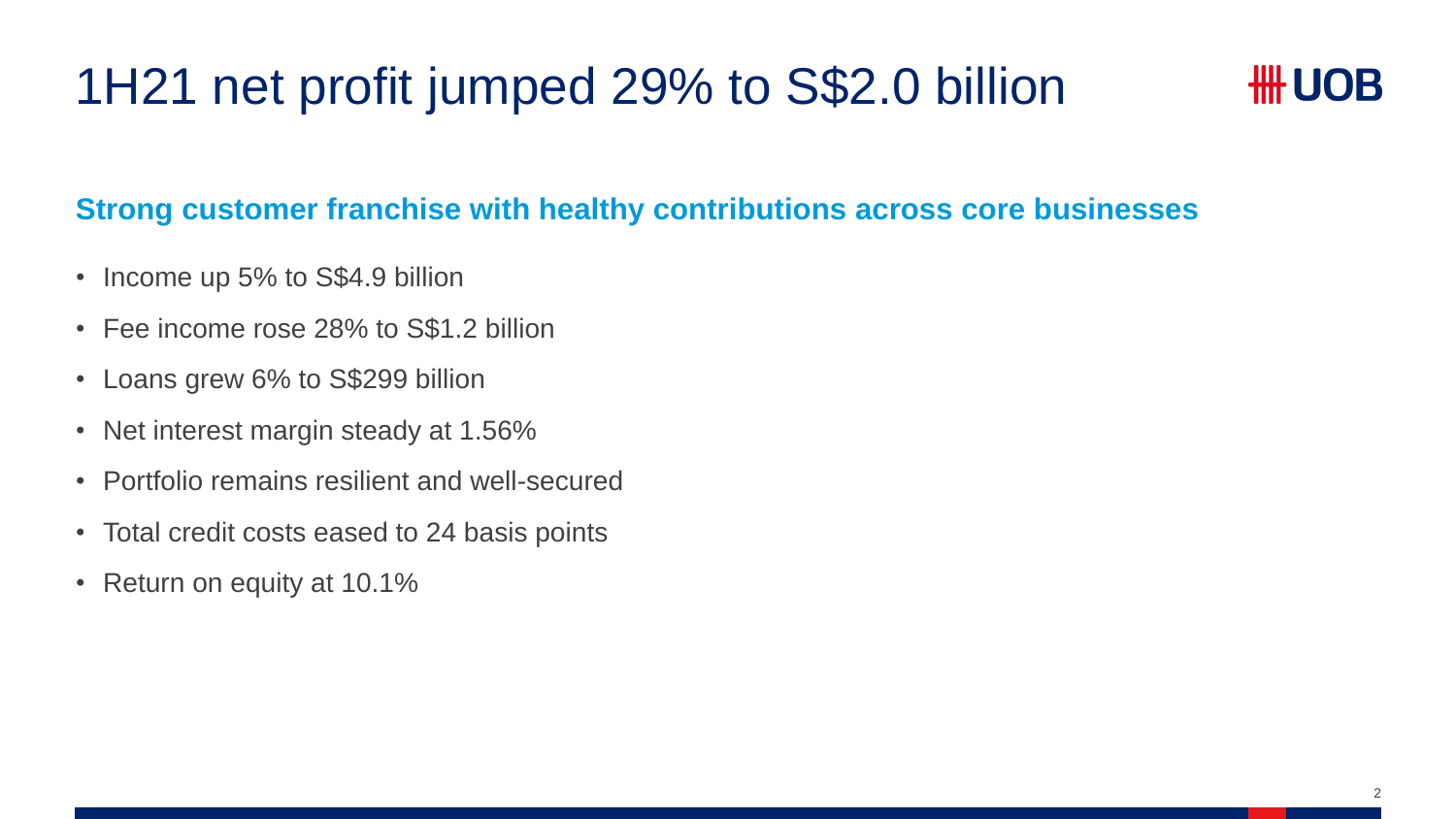# 1H21 net profit jumped 29% to S$2.0 billion

**Strong customer franchise with healthy contributions across core businesses**

- Income up 5% to S$4.9 billion
- Fee income rose 28% to S$1.2 billion
- Loans grew 6% to S$299 billion
- Net interest margin steady at 1.56%
- Portfolio remains resilient and well-secured
- Total credit costs eased to 24 basis points
- Return on equity at 10.1%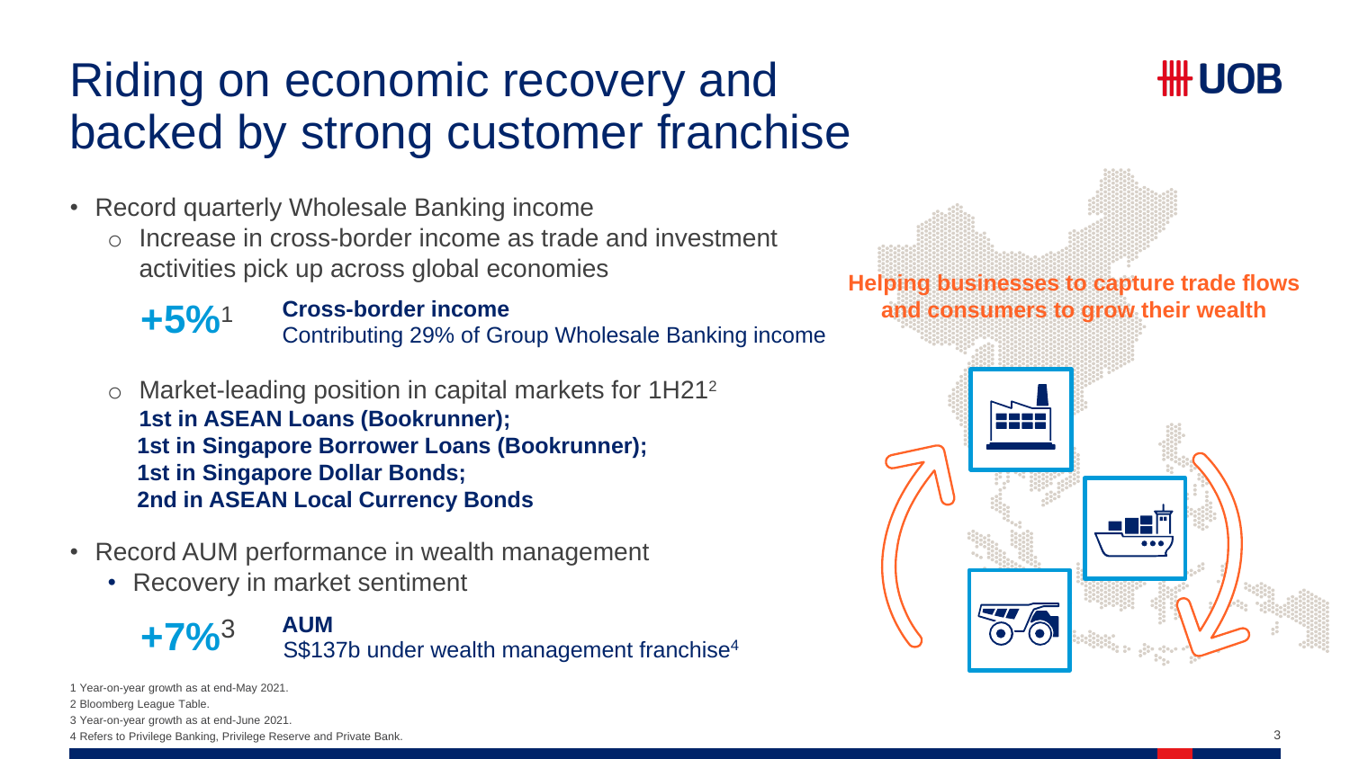# Riding on economic recovery and backed by strong customer franchise

- Record quarterly Wholesale Banking income
  - Increase in cross-border income as trade and investment activities pick up across global economies

    **+5%**[1] **Cross-border income**
    Contributing 29% of Group Wholesale Banking income

  - Market-leading position in capital markets for 1H21[2]
    **1st in ASEAN Loans (Bookrunner);**
    **1st in Singapore Borrower Loans (Bookrunner);**
    **1st in Singapore Dollar Bonds;**
    **2nd in ASEAN Local Currency Bonds**

- Record AUM performance in wealth management
  - Recovery in market sentiment

    **+7%**[3] **AUM**
    S$137b under wealth management franchise[4]

**Helping businesses to capture trade flows and consumers to grow their wealth**

1 Year-on-year growth as at end-May 2021.
2 Bloomberg League Table.
3 Year-on-year growth as at end-June 2021.
4 Refers to Privilege Banking, Privilege Reserve and Private Bank.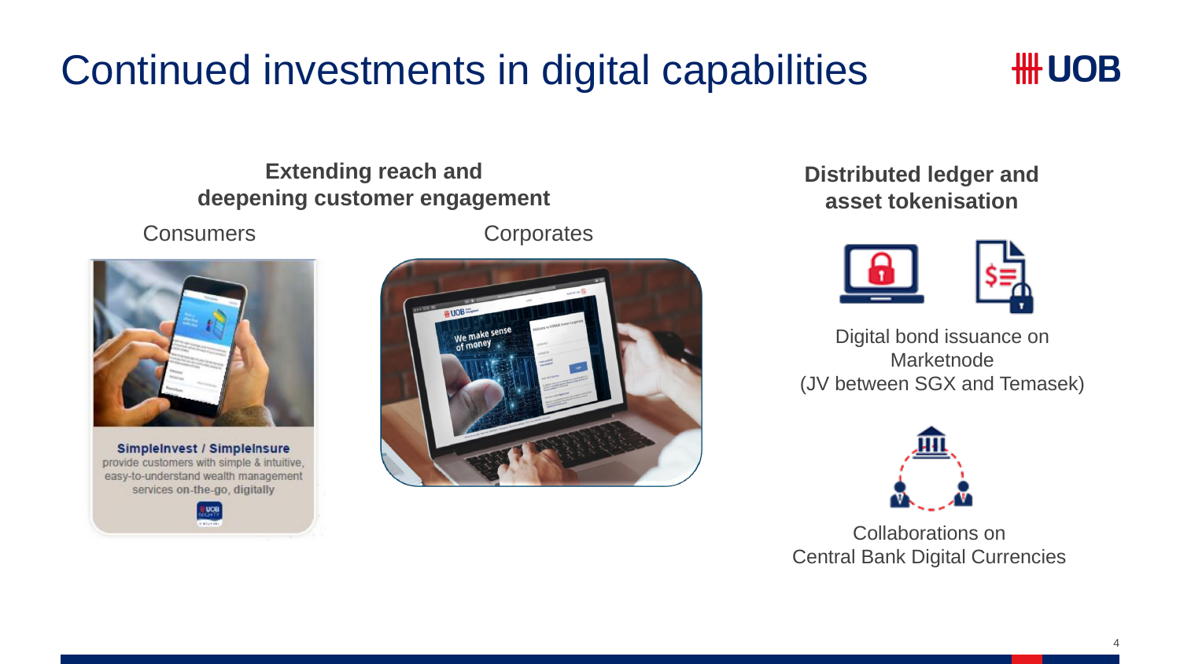# Continued investments in digital capabilities

## Extending reach and deepening customer engagement

### Consumers

**SimpleInvest / SimpleInsure** provide customers with simple & intuitive, easy-to-understand wealth management services on-the-go, digitally

### Corporates

## Distributed ledger and asset tokenisation

Digital bond issuance on Marketnode (JV between SGX and Temasek)

Collaborations on Central Bank Digital Currencies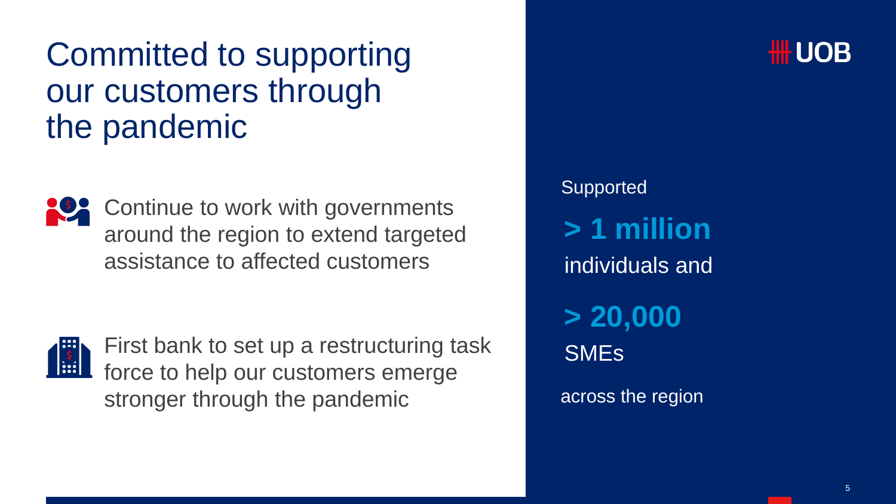# Committed to supporting our customers through the pandemic

- Continue to work with governments around the region to extend targeted assistance to affected customers

- First bank to set up a restructuring task force to help our customers emerge stronger through the pandemic

UOB

Supported

**> 1 million**

individuals and

**> 20,000**

SMEs

across the region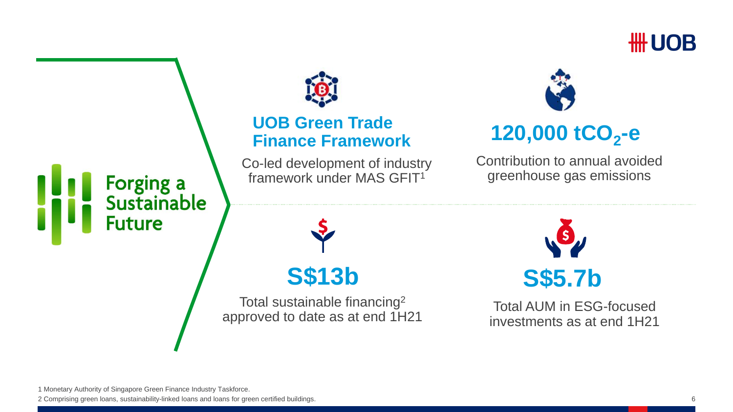# Forging a Sustainable Future

## UOB Green Trade Finance Framework

Co-led development of industry framework under MAS GFIT[1]

## 120,000 $tCO_2$-e

Contribution to annual avoided greenhouse gas emissions

## S$13b

Total sustainable financing[2] approved to date as at end 1H21

## S$5.7b

Total AUM in ESG-focused investments as at end 1H21

1 Monetary Authority of Singapore Green Finance Industry Taskforce.

2 Comprising green loans, sustainability-linked loans and loans for green certified buildings.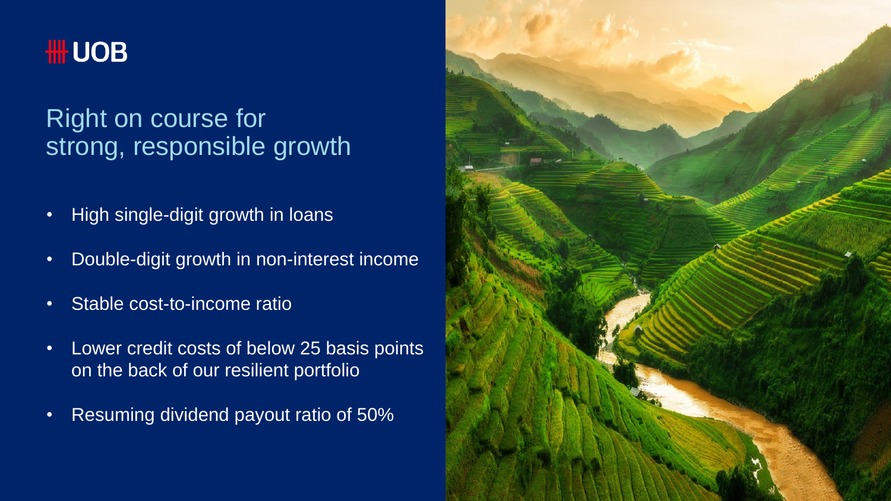UOB

# Right on course for strong, responsible growth

- High single-digit growth in loans
- Double-digit growth in non-interest income
- Stable cost-to-income ratio
- Lower credit costs of below 25 basis points on the back of our resilient portfolio
- Resuming dividend payout ratio of 50%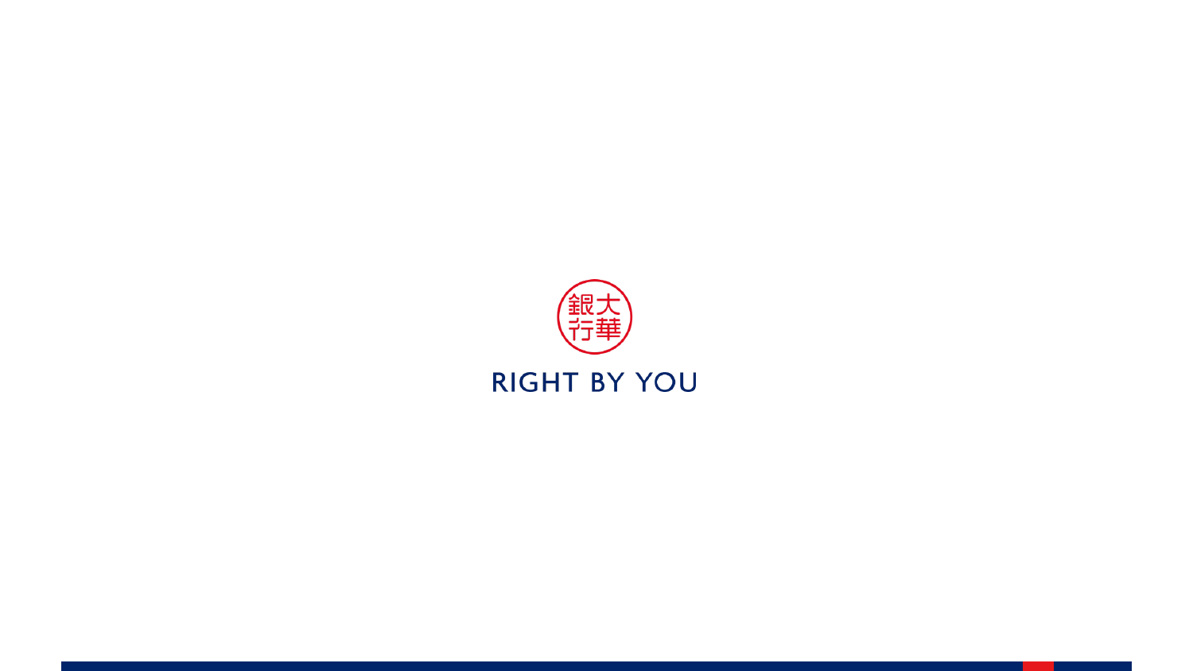銀大
行華

RIGHT BY YOU